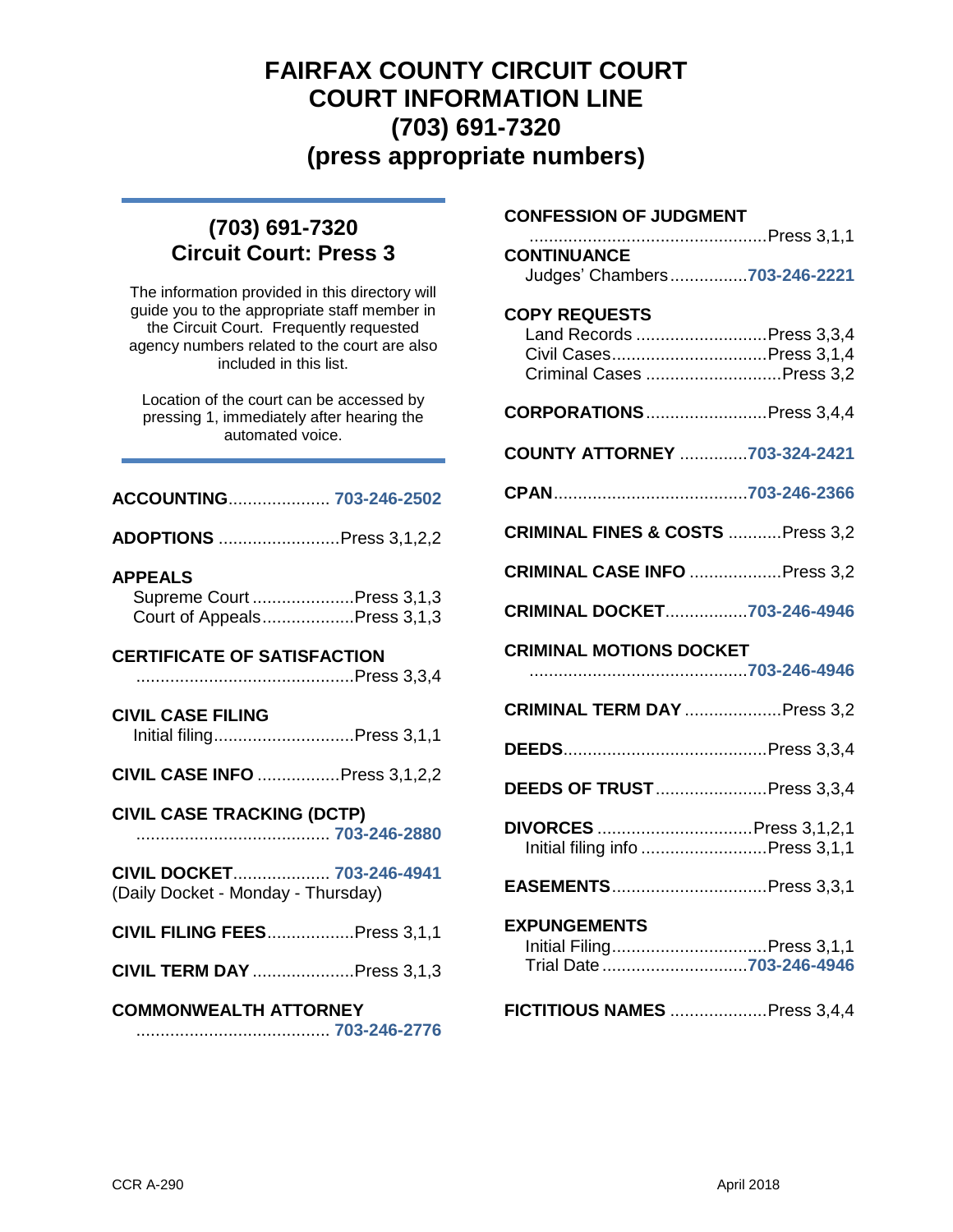# FAIRFAX COUNTY CIRCUIT COURT
# COURT INFORMATION LINE
# (703) 691-7320
# (press appropriate numbers)

## (703) 691-7320
## Circuit Court: Press 3

The information provided in this directory will guide you to the appropriate staff member in the Circuit Court. Frequently requested agency numbers related to the court are also included in this list.

Location of the court can be accessed by pressing 1, immediately after hearing the automated voice.

**ACCOUNTING** .................... 703-246-2502

**ADOPTIONS** ......................... Press 3,1,2,2

**APPEALS**
- Supreme Court ..................... Press 3,1,3
- Court of Appeals ................... Press 3,1,3

**CERTIFICATE OF SATISFACTION**
............................................. Press 3,3,4

**CIVIL CASE FILING**
- Initial filing ............................ Press 3,1,1

**CIVIL CASE INFO** ................. Press 3,1,2,2

**CIVIL CASE TRACKING (DCTP)**
........................................ 703-246-2880

**CIVIL DOCKET** ................... 703-246-4941
(Daily Docket - Monday - Thursday)

**CIVIL FILING FEES** .................. Press 3,1,1

**CIVIL TERM DAY** ..................... Press 3,1,3

**COMMONWEALTH ATTORNEY**
........................................ 703-246-2776

**CONFESSION OF JUDGMENT**
................................................ Press 3,1,1

**CONTINUANCE**
- Judges' Chambers ................ 703-246-2221

**COPY REQUESTS**
- Land Records ........................... Press 3,3,4
- Civil Cases ................................ Press 3,1,4
- Criminal Cases ............................ Press 3,2

**CORPORATIONS** ......................... Press 3,4,4

**COUNTY ATTORNEY** .............. 703-324-2421

**CPAN** ........................................ 703-246-2366

**CRIMINAL FINES & COSTS** ........... Press 3,2

**CRIMINAL CASE INFO** ................... Press 3,2

**CRIMINAL DOCKET** ................. 703-246-4946

**CRIMINAL MOTIONS DOCKET**
............................................. 703-246-4946

**CRIMINAL TERM DAY** .................... Press 3,2

**DEEDS** .......................................... Press 3,3,4

**DEEDS OF TRUST** ....................... Press 3,3,4

**DIVORCES** ................................ Press 3,1,2,1
- Initial filing info .......................... Press 3,1,1

**EASEMENTS** ................................ Press 3,3,1

**EXPUNGEMENTS**
- Initial Filing ................................ Press 3,1,1
- Trial Date .............................. 703-246-4946

**FICTITIOUS NAMES** .................... Press 3,4,4

CCR A-290

April 2018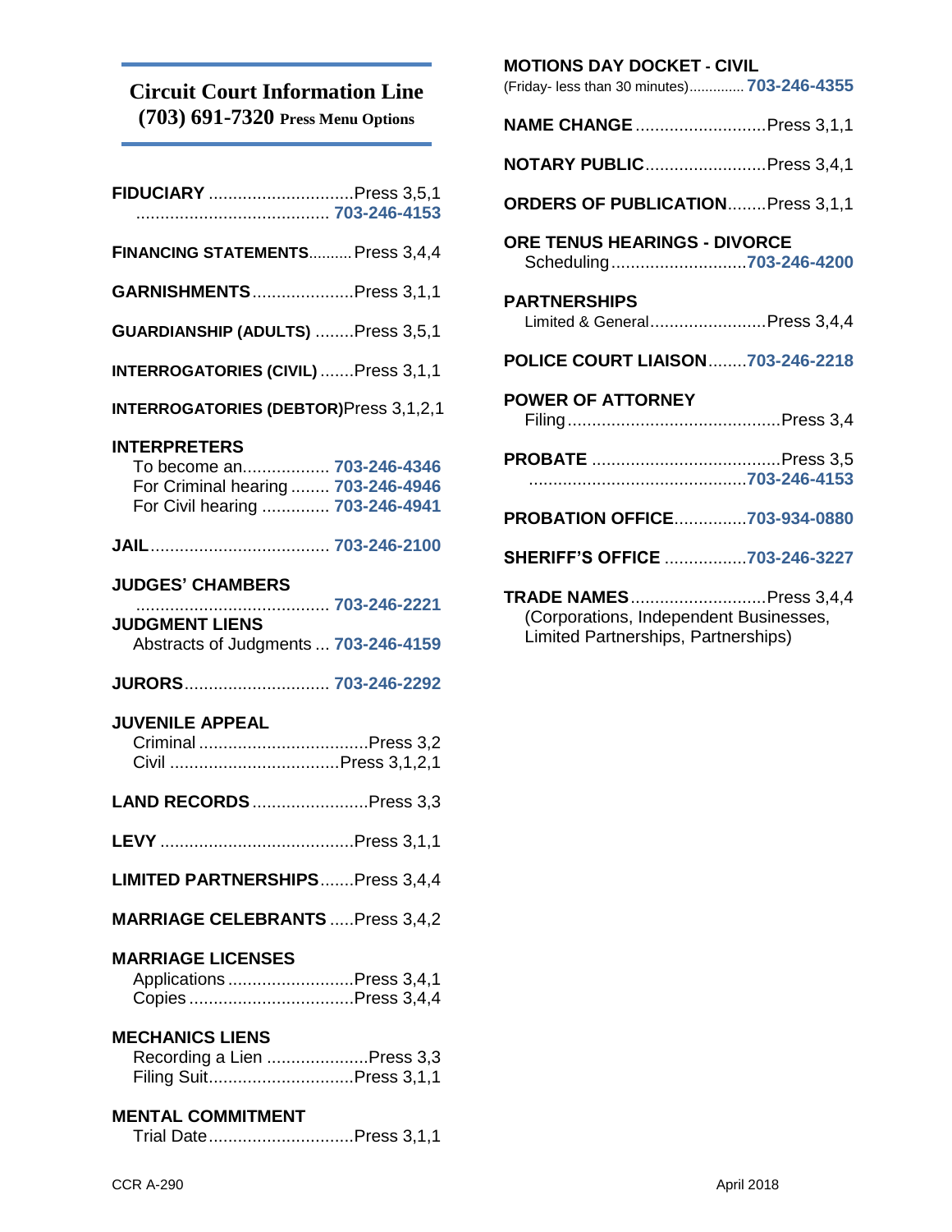## Circuit Court Information Line
**(703) 691-7320** Press Menu Options

**FIDUCIARY** .............................Press 3,5,1
........................................ 703-246-4153

**FINANCING STATEMENTS**.......... Press 3,4,4

**GARNISHMENTS**.....................Press 3,1,1

**GUARDIANSHIP (ADULTS)** ........Press 3,5,1

**INTERROGATORIES (CIVIL)** .......Press 3,1,1

**INTERROGATORIES (DEBTOR)**Press 3,1,2,1

**INTERPRETERS**
- To become an.................. 703-246-4346
- For Criminal hearing ........ 703-246-4946
- For Civil hearing .............. 703-246-4941

**JAIL**..................................... 703-246-2100

**JUDGES' CHAMBERS**
........................................ 703-246-2221

**JUDGMENT LIENS**
- Abstracts of Judgments ... 703-246-4159

**JURORS**.............................. 703-246-2292

**JUVENILE APPEAL**
- Criminal ..................................Press 3,2
- Civil ..................................Press 3,1,2,1

**LAND RECORDS**........................Press 3,3

**LEVY** .......................................Press 3,1,1

**LIMITED PARTNERSHIPS**.......Press 3,4,4

**MARRIAGE CELEBRANTS** .....Press 3,4,2

**MARRIAGE LICENSES**
- Applications ..........................Press 3,4,1
- Copies ..................................Press 3,4,4

**MECHANICS LIENS**
- Recording a Lien .....................Press 3,3
- Filing Suit.............................Press 3,1,1

**MENTAL COMMITMENT**
- Trial Date.............................Press 3,1,1

**MOTIONS DAY DOCKET - CIVIL**
(Friday- less than 30 minutes).............. 703-246-4355

**NAME CHANGE** ...........................Press 3,1,1

**NOTARY PUBLIC**.........................Press 3,4,1

**ORDERS OF PUBLICATION**........Press 3,1,1

**ORE TENUS HEARINGS - DIVORCE**
- Scheduling............................703-246-4200

**PARTNERSHIPS**
- Limited & General........................Press 3,4,4

**POLICE COURT LIAISON**........703-246-2218

**POWER OF ATTORNEY**
- Filing............................................Press 3,4

**PROBATE** .......................................Press 3,5
............................................703-246-4153

**PROBATION OFFICE**...............703-934-0880

**SHERIFF'S OFFICE** .................703-246-3227

**TRADE NAMES**............................Press 3,4,4
(Corporations, Independent Businesses, Limited Partnerships, Partnerships)

CCR A-290 April 2018